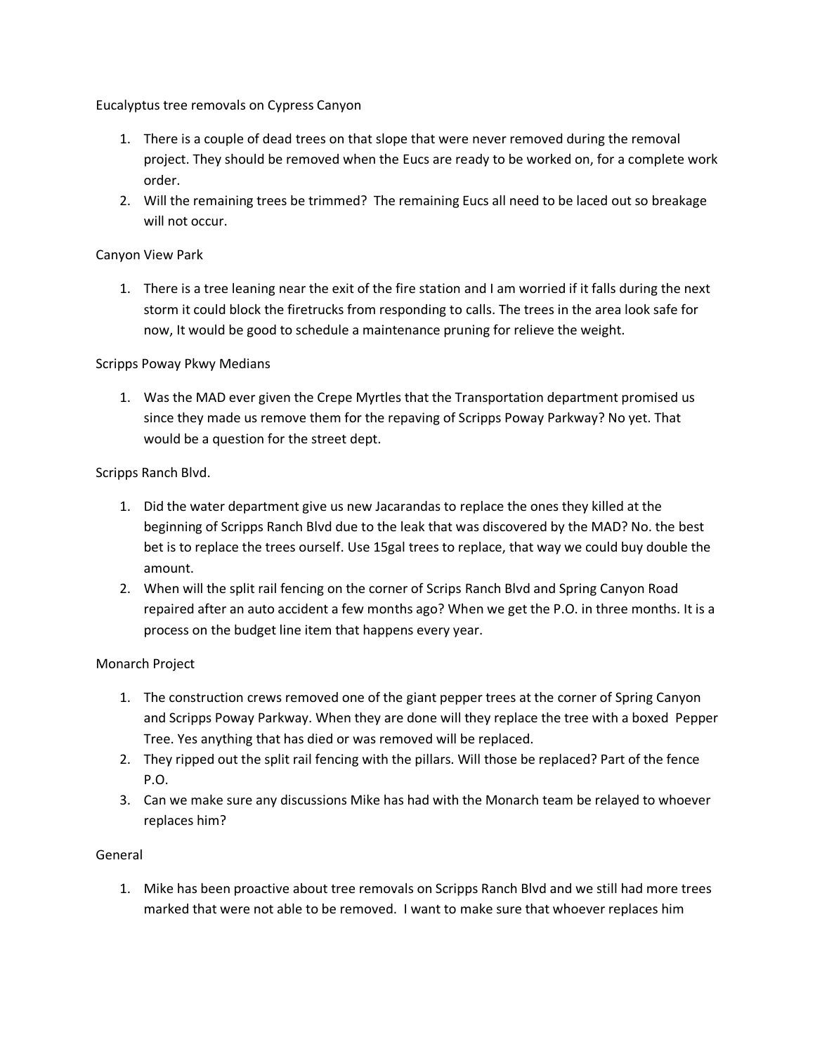Eucalyptus tree removals on Cypress Canyon

1. There is a couple of dead trees on that slope that were never removed during the removal project. They should be removed when the Eucs are ready to be worked on, for a complete work order.
2. Will the remaining trees be trimmed? The remaining Eucs all need to be laced out so breakage will not occur.

Canyon View Park

1. There is a tree leaning near the exit of the fire station and I am worried if it falls during the next storm it could block the firetrucks from responding to calls. The trees in the area look safe for now, It would be good to schedule a maintenance pruning for relieve the weight.

Scripps Poway Pkwy Medians

1. Was the MAD ever given the Crepe Myrtles that the Transportation department promised us since they made us remove them for the repaving of Scripps Poway Parkway? No yet. That would be a question for the street dept.

Scripps Ranch Blvd.

1. Did the water department give us new Jacarandas to replace the ones they killed at the beginning of Scripps Ranch Blvd due to the leak that was discovered by the MAD? No. the best bet is to replace the trees ourself. Use 15gal trees to replace, that way we could buy double the amount.
2. When will the split rail fencing on the corner of Scrips Ranch Blvd and Spring Canyon Road repaired after an auto accident a few months ago? When we get the P.O. in three months. It is a process on the budget line item that happens every year.

Monarch Project

1. The construction crews removed one of the giant pepper trees at the corner of Spring Canyon and Scripps Poway Parkway. When they are done will they replace the tree with a boxed Pepper Tree. Yes anything that has died or was removed will be replaced.
2. They ripped out the split rail fencing with the pillars. Will those be replaced? Part of the fence P.O.
3. Can we make sure any discussions Mike has had with the Monarch team be relayed to whoever replaces him?

General

1. Mike has been proactive about tree removals on Scripps Ranch Blvd and we still had more trees marked that were not able to be removed. I want to make sure that whoever replaces him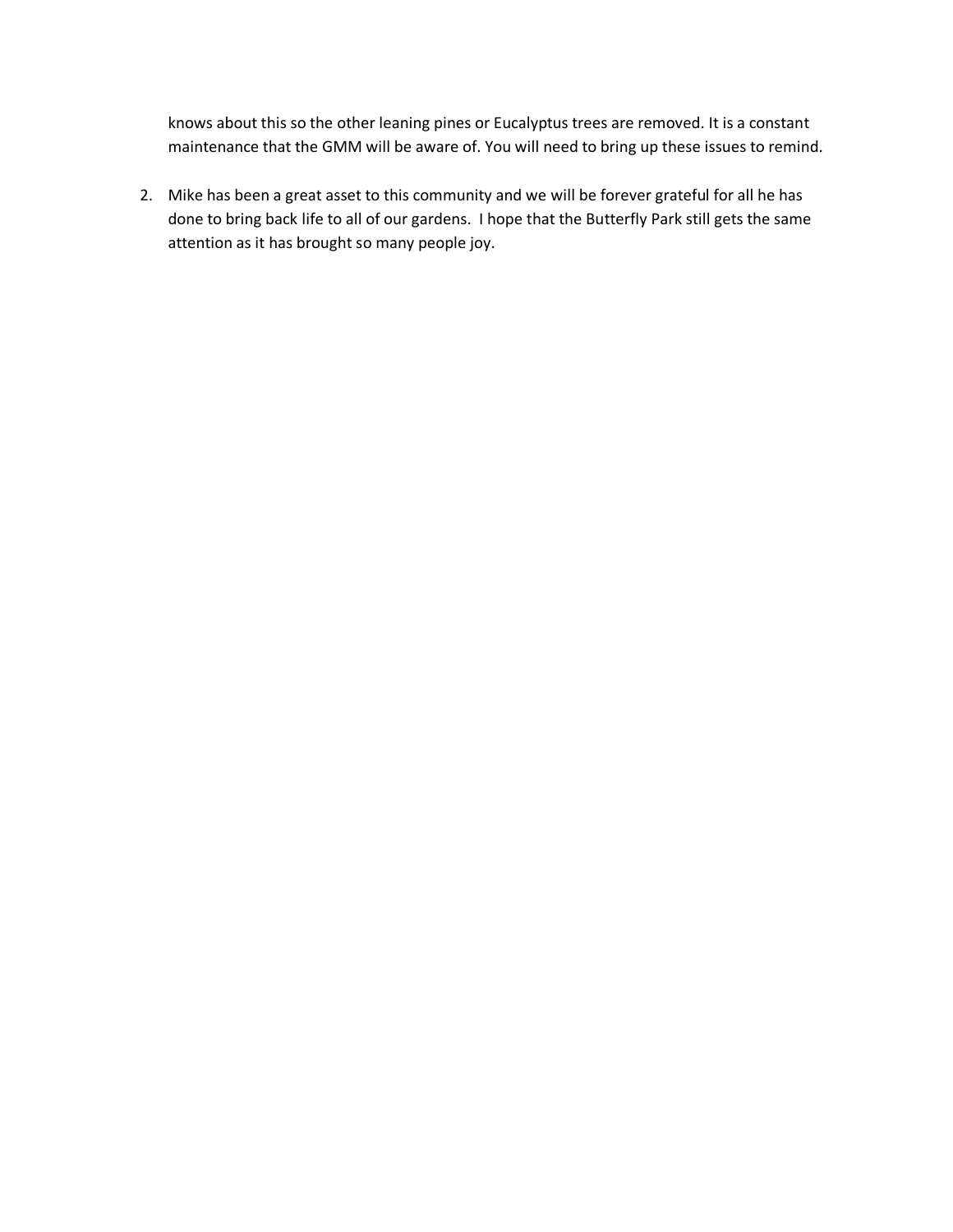knows about this so the other leaning pines or Eucalyptus trees are removed. It is a constant maintenance that the GMM will be aware of. You will need to bring up these issues to remind.

2. Mike has been a great asset to this community and we will be forever grateful for all he has done to bring back life to all of our gardens. I hope that the Butterfly Park still gets the same attention as it has brought so many people joy.